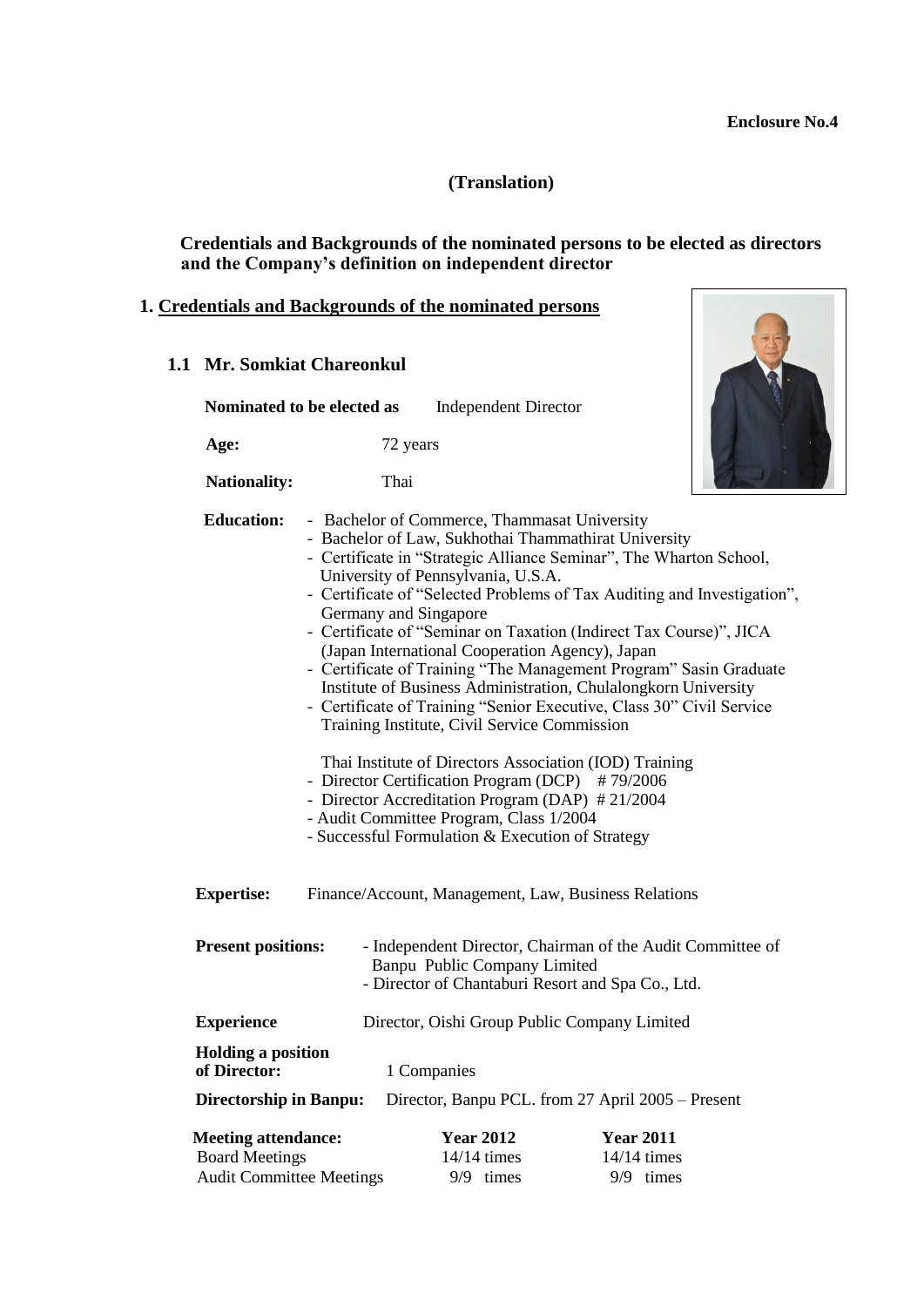**Enclosure No.4**

**(Translation)**

**Credentials and Backgrounds of the nominated persons to be elected as directors and the Company's definition on independent director**

## 1. Credentials and Backgrounds of the nominated persons

### 1.1 Mr. Somkiat Chareonkul

**Nominated to be elected as** Independent Director

**Age:** 72 years

**Nationality:** Thai

**Education:**
- Bachelor of Commerce, Thammasat University
- Bachelor of Law, Sukhothai Thammathirat University
- Certificate in "Strategic Alliance Seminar", The Wharton School, University of Pennsylvania, U.S.A.
- Certificate of "Selected Problems of Tax Auditing and Investigation", Germany and Singapore
- Certificate of "Seminar on Taxation (Indirect Tax Course)", JICA (Japan International Cooperation Agency), Japan
- Certificate of Training "The Management Program" Sasin Graduate Institute of Business Administration, Chulalongkorn University
- Certificate of Training "Senior Executive, Class 30" Civil Service Training Institute, Civil Service Commission

Thai Institute of Directors Association (IOD) Training
- Director Certification Program (DCP) # 79/2006
- Director Accreditation Program (DAP) # 21/2004
- Audit Committee Program, Class 1/2004
- Successful Formulation & Execution of Strategy

**Expertise:** Finance/Account, Management, Law, Business Relations

**Present positions:**
- Independent Director, Chairman of the Audit Committee of Banpu Public Company Limited
- Director of Chantaburi Resort and Spa Co., Ltd.

**Experience** Director, Oishi Group Public Company Limited

**Holding a position of Director:** 1 Companies

**Directorship in Banpu:** Director, Banpu PCL. from 27 April 2005 – Present

| **Meeting attendance:** | **Year 2012** | **Year 2011** |
|---|---|---|
| Board Meetings | 14/14 times | 14/14 times |
| Audit Committee Meetings | 9/9 times | 9/9 times |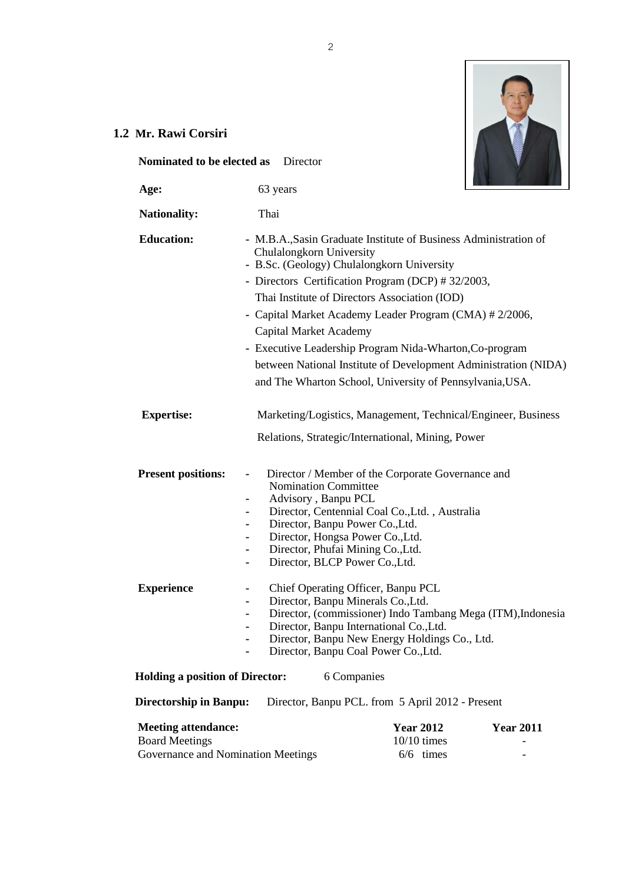### 1.2 Mr. Rawi Corsiri

**Nominated to be elected as** Director

**Age:** 63 years

**Nationality:** Thai

**Education:**
- M.B.A.,Sasin Graduate Institute of Business Administration of Chulalongkorn University
- B.Sc. (Geology) Chulalongkorn University
- Directors Certification Program (DCP) # 32/2003, Thai Institute of Directors Association (IOD)
- Capital Market Academy Leader Program (CMA) # 2/2006, Capital Market Academy
- Executive Leadership Program Nida-Wharton,Co-program between National Institute of Development Administration (NIDA) and The Wharton School, University of Pennsylvania,USA.

**Expertise:** Marketing/Logistics, Management, Technical/Engineer, Business Relations, Strategic/International, Mining, Power

**Present positions:**
- Director / Member of the Corporate Governance and Nomination Committee
- Advisory , Banpu PCL
- Director, Centennial Coal Co.,Ltd. , Australia
- Director, Banpu Power Co.,Ltd.
- Director, Hongsa Power Co.,Ltd.
- Director, Phufai Mining Co.,Ltd.
- Director, BLCP Power Co.,Ltd.

**Experience**
- Chief Operating Officer, Banpu PCL
- Director, Banpu Minerals Co.,Ltd.
- Director, (commissioner) Indo Tambang Mega (ITM),Indonesia
- Director, Banpu International Co.,Ltd.
- Director, Banpu New Energy Holdings Co., Ltd.
- Director, Banpu Coal Power Co.,Ltd.

**Holding a position of Director:** 6 Companies

**Directorship in Banpu:** Director, Banpu PCL. from 5 April 2012 - Present

| **Meeting attendance:** | **Year 2012** | **Year 2011** |
|---|---|---|
| Board Meetings | 10/10 times | - |
| Governance and Nomination Meetings | 6/6 times | - |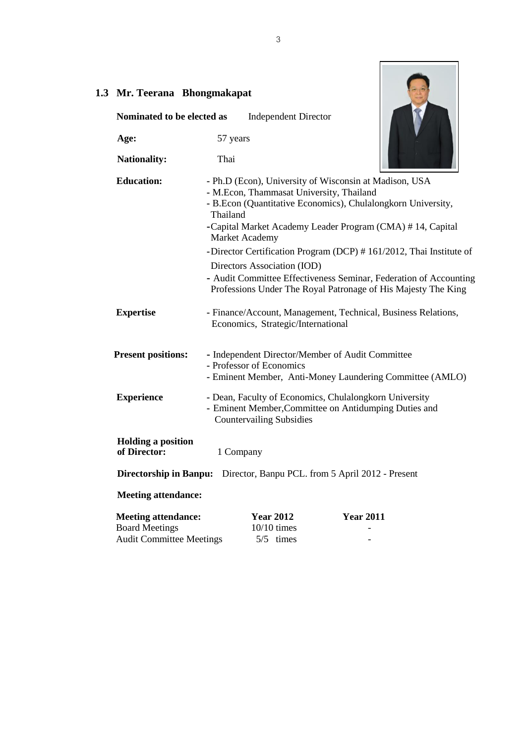### 1.3 Mr. Teerana Bhongmakapat

**Nominated to be elected as** Independent Director

**Age:** 57 years

**Nationality:** Thai

**Education:**
- Ph.D (Econ), University of Wisconsin at Madison, USA
- M.Econ, Thammasat University, Thailand
- B.Econ (Quantitative Economics), Chulalongkorn University, Thailand
- Capital Market Academy Leader Program (CMA) # 14, Capital Market Academy
- Director Certification Program (DCP) # 161/2012, Thai Institute of Directors Association (IOD)
- Audit Committee Effectiveness Seminar, Federation of Accounting Professions Under The Royal Patronage of His Majesty The King

**Expertise**
- Finance/Account, Management, Technical, Business Relations, Economics, Strategic/International

**Present positions:**
- Independent Director/Member of Audit Committee
- Professor of Economics
- Eminent Member, Anti-Money Laundering Committee (AMLO)

**Experience**
- Dean, Faculty of Economics, Chulalongkorn University
- Eminent Member,Committee on Antidumping Duties and Countervailing Subsidies

**Holding a position of Director:** 1 Company

**Directorship in Banpu:** Director, Banpu PCL. from 5 April 2012 - Present

**Meeting attendance:**

| Meeting attendance: | Year 2012 | Year 2011 |
|---|---|---|
| Board Meetings | 10/10 times | - |
| Audit Committee Meetings | 5/5 times | - |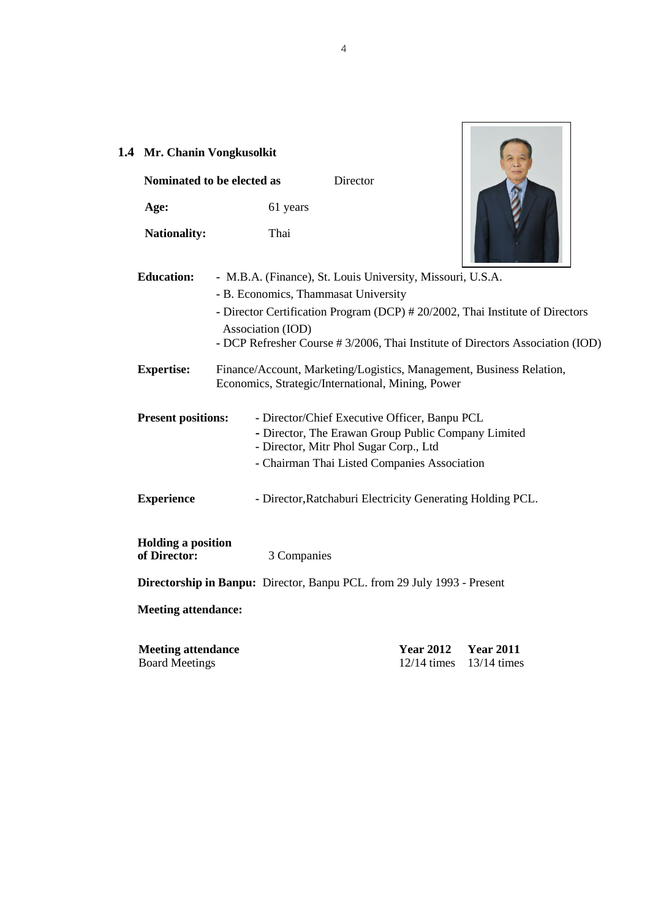### 1.4 Mr. Chanin Vongkusolkit

**Nominated to be elected as** Director

**Age:** 61 years

**Nationality:** Thai

**Education:**
- M.B.A. (Finance), St. Louis University, Missouri, U.S.A.
- B. Economics, Thammasat University
- Director Certification Program (DCP) # 20/2002, Thai Institute of Directors Association (IOD)
- DCP Refresher Course # 3/2006, Thai Institute of Directors Association (IOD)

**Expertise:** Finance/Account, Marketing/Logistics, Management, Business Relation, Economics, Strategic/International, Mining, Power

**Present positions:**
- Director/Chief Executive Officer, Banpu PCL
- Director, The Erawan Group Public Company Limited
- Director, Mitr Phol Sugar Corp., Ltd
- Chairman Thai Listed Companies Association

**Experience**
- Director,Ratchaburi Electricity Generating Holding PCL.

**Holding a position of Director:** 3 Companies

**Directorship in Banpu:** Director, Banpu PCL. from 29 July 1993 - Present

**Meeting attendance:**

| **Meeting attendance** | **Year 2012** | **Year 2011** |
|---|---|---|
| Board Meetings | 12/14 times | 13/14 times |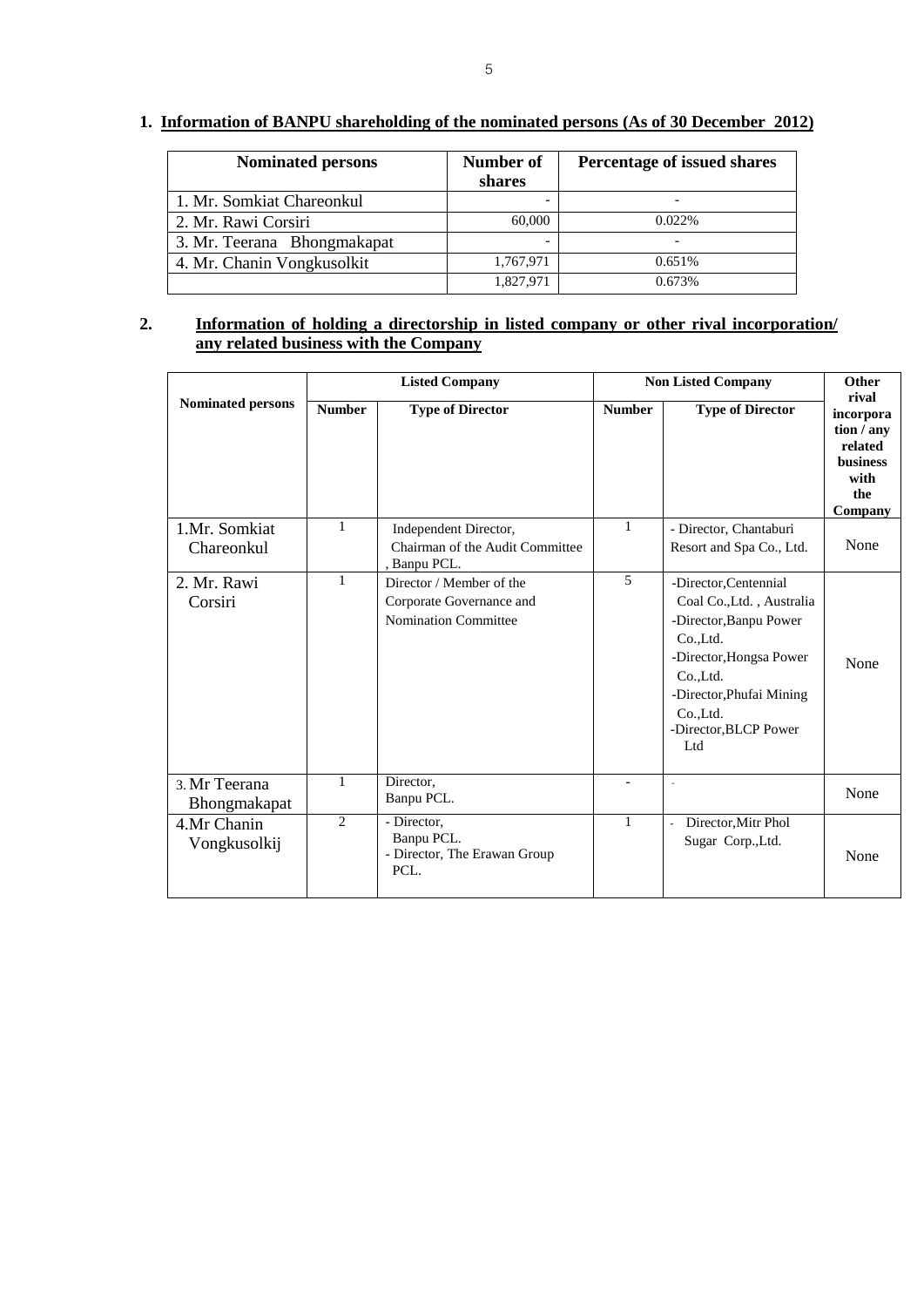## 1. Information of BANPU shareholding of the nominated persons (As of 30 December 2012)

| Nominated persons | Number of shares | Percentage of issued shares |
|---|---|---|
| 1. Mr. Somkiat Chareonkul | - | - |
| 2. Mr. Rawi Corsiri | 60,000 | 0.022% |
| 3. Mr. Teerana Bhongmakapat | - | - |
| 4. Mr. Chanin Vongkusolkit | 1,767,971 | 0.651% |
| | 1,827,971 | 0.673% |

## 2. Information of holding a directorship in listed company or other rival incorporation/ any related business with the Company

| Nominated persons | Listed Company | | Non Listed Company | | Other rival incorporation / any related business with the Company |
|---|---|---|---|---|---|
| | Number | Type of Director | Number | Type of Director | |
| 1.Mr. Somkiat Chareonkul | 1 | Independent Director, Chairman of the Audit Committee , Banpu PCL. | 1 | - Director, Chantaburi Resort and Spa Co., Ltd. | None |
| 2. Mr. Rawi Corsiri | 1 | Director / Member of the Corporate Governance and Nomination Committee | 5 | -Director,Centennial Coal Co.,Ltd. , Australia<br>-Director,Banpu Power Co.,Ltd.<br>-Director,Hongsa Power Co.,Ltd.<br>-Director,Phufai Mining Co.,Ltd.<br>-Director,BLCP Power Ltd | None |
| 3. Mr Teerana Bhongmakapat | 1 | Director, Banpu PCL. | - | - | None |
| 4.Mr Chanin Vongkusolkij | 2 | - Director, Banpu PCL.<br>- Director, The Erawan Group PCL. | 1 | - Director,Mitr Phol Sugar Corp.,Ltd. | None |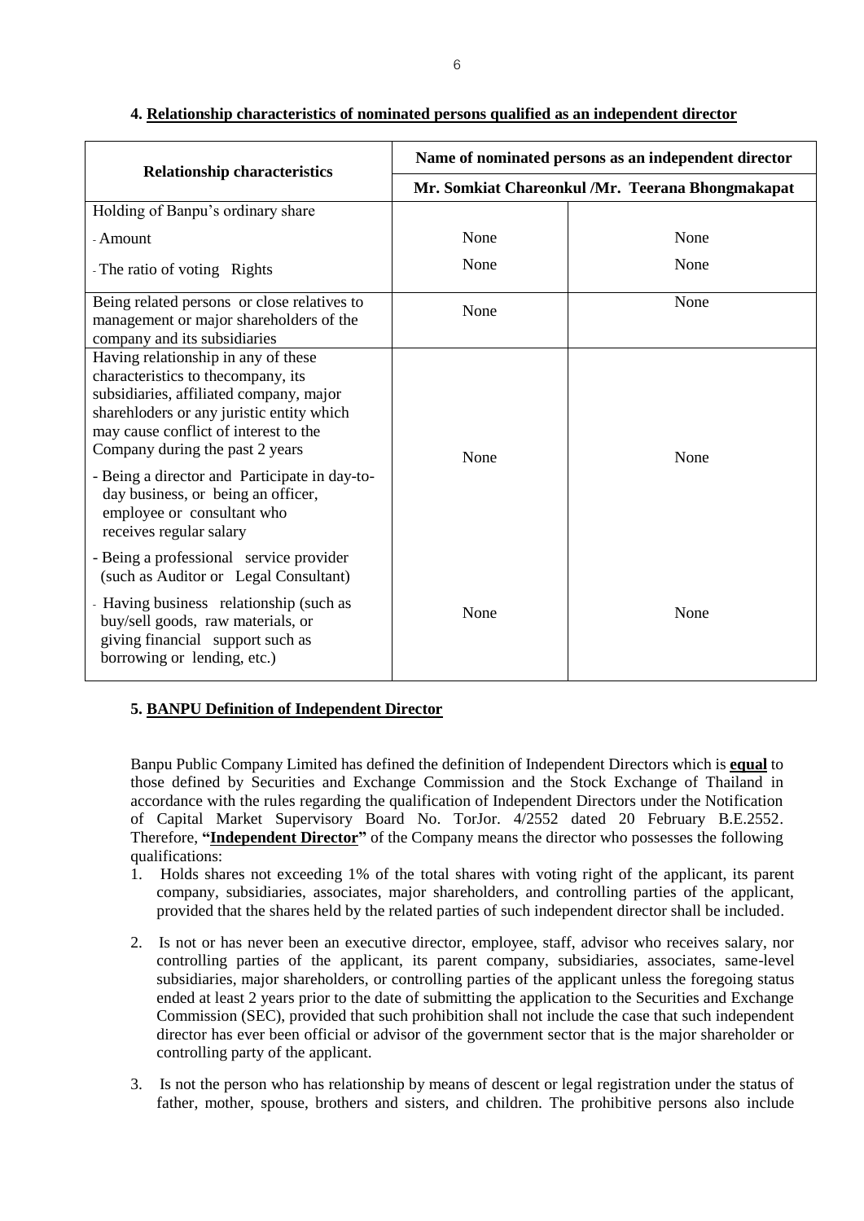## 4. Relationship characteristics of nominated persons qualified as an independent director

| Relationship characteristics | Name of nominated persons as an independent director | |
|---|---|---|
| | Mr. Somkiat Chareonkul | Mr. Teerana Bhongmakapat |
| Holding of Banpu's ordinary share<br>- Amount<br>- The ratio of voting Rights | <br>None<br>None | <br>None<br>None |
| Being related persons or close relatives to management or major shareholders of the company and its subsidiaries | None | None |
| Having relationship in any of these characteristics to thecompany, its subsidiaries, affiliated company, major sharehloders or any juristic entity which may cause conflict of interest to the Company during the past 2 years<br>- Being a director and Participate in day-to-day business, or being an officer, employee or consultant who receives regular salary<br>- Being a professional service provider (such as Auditor or Legal Consultant) | None | None |
| - Having business relationship (such as buy/sell goods, raw materials, or giving financial support such as borrowing or lending, etc.) | None | None |

## 5. BANPU Definition of Independent Director

Banpu Public Company Limited has defined the definition of Independent Directors which is **equal** to those defined by Securities and Exchange Commission and the Stock Exchange of Thailand in accordance with the rules regarding the qualification of Independent Directors under the Notification of Capital Market Supervisory Board No. TorJor. 4/2552 dated 20 February B.E.2552. Therefore, **"Independent Director"** of the Company means the director who possesses the following qualifications:

1. Holds shares not exceeding 1% of the total shares with voting right of the applicant, its parent company, subsidiaries, associates, major shareholders, and controlling parties of the applicant, provided that the shares held by the related parties of such independent director shall be included.
2. Is not or has never been an executive director, employee, staff, advisor who receives salary, nor controlling parties of the applicant, its parent company, subsidiaries, associates, same-level subsidiaries, major shareholders, or controlling parties of the applicant unless the foregoing status ended at least 2 years prior to the date of submitting the application to the Securities and Exchange Commission (SEC), provided that such prohibition shall not include the case that such independent director has ever been official or advisor of the government sector that is the major shareholder or controlling party of the applicant.
3. Is not the person who has relationship by means of descent or legal registration under the status of father, mother, spouse, brothers and sisters, and children. The prohibitive persons also include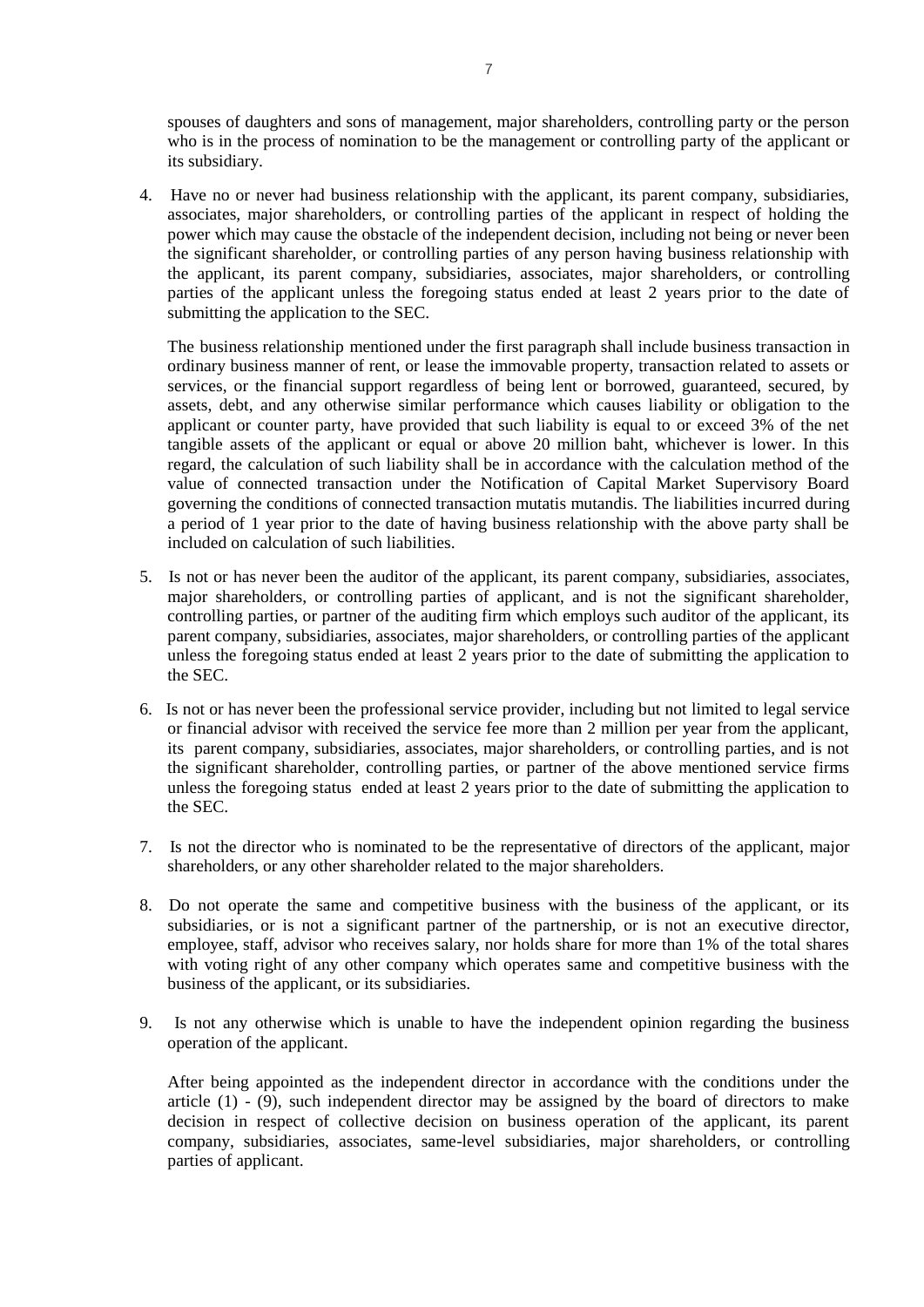spouses of daughters and sons of management, major shareholders, controlling party or the person who is in the process of nomination to be the management or controlling party of the applicant or its subsidiary.

4. Have no or never had business relationship with the applicant, its parent company, subsidiaries, associates, major shareholders, or controlling parties of the applicant in respect of holding the power which may cause the obstacle of the independent decision, including not being or never been the significant shareholder, or controlling parties of any person having business relationship with the applicant, its parent company, subsidiaries, associates, major shareholders, or controlling parties of the applicant unless the foregoing status ended at least 2 years prior to the date of submitting the application to the SEC.

   The business relationship mentioned under the first paragraph shall include business transaction in ordinary business manner of rent, or lease the immovable property, transaction related to assets or services, or the financial support regardless of being lent or borrowed, guaranteed, secured, by assets, debt, and any otherwise similar performance which causes liability or obligation to the applicant or counter party, have provided that such liability is equal to or exceed 3% of the net tangible assets of the applicant or equal or above 20 million baht, whichever is lower. In this regard, the calculation of such liability shall be in accordance with the calculation method of the value of connected transaction under the Notification of Capital Market Supervisory Board governing the conditions of connected transaction mutatis mutandis. The liabilities incurred during a period of 1 year prior to the date of having business relationship with the above party shall be included on calculation of such liabilities.

5. Is not or has never been the auditor of the applicant, its parent company, subsidiaries, associates, major shareholders, or controlling parties of applicant, and is not the significant shareholder, controlling parties, or partner of the auditing firm which employs such auditor of the applicant, its parent company, subsidiaries, associates, major shareholders, or controlling parties of the applicant unless the foregoing status ended at least 2 years prior to the date of submitting the application to the SEC.

6. Is not or has never been the professional service provider, including but not limited to legal service or financial advisor with received the service fee more than 2 million per year from the applicant, its parent company, subsidiaries, associates, major shareholders, or controlling parties, and is not the significant shareholder, controlling parties, or partner of the above mentioned service firms unless the foregoing status ended at least 2 years prior to the date of submitting the application to the SEC.

7. Is not the director who is nominated to be the representative of directors of the applicant, major shareholders, or any other shareholder related to the major shareholders.

8. Do not operate the same and competitive business with the business of the applicant, or its subsidiaries, or is not a significant partner of the partnership, or is not an executive director, employee, staff, advisor who receives salary, nor holds share for more than 1% of the total shares with voting right of any other company which operates same and competitive business with the business of the applicant, or its subsidiaries.

9. Is not any otherwise which is unable to have the independent opinion regarding the business operation of the applicant.

   After being appointed as the independent director in accordance with the conditions under the article (1) - (9), such independent director may be assigned by the board of directors to make decision in respect of collective decision on business operation of the applicant, its parent company, subsidiaries, associates, same-level subsidiaries, major shareholders, or controlling parties of applicant.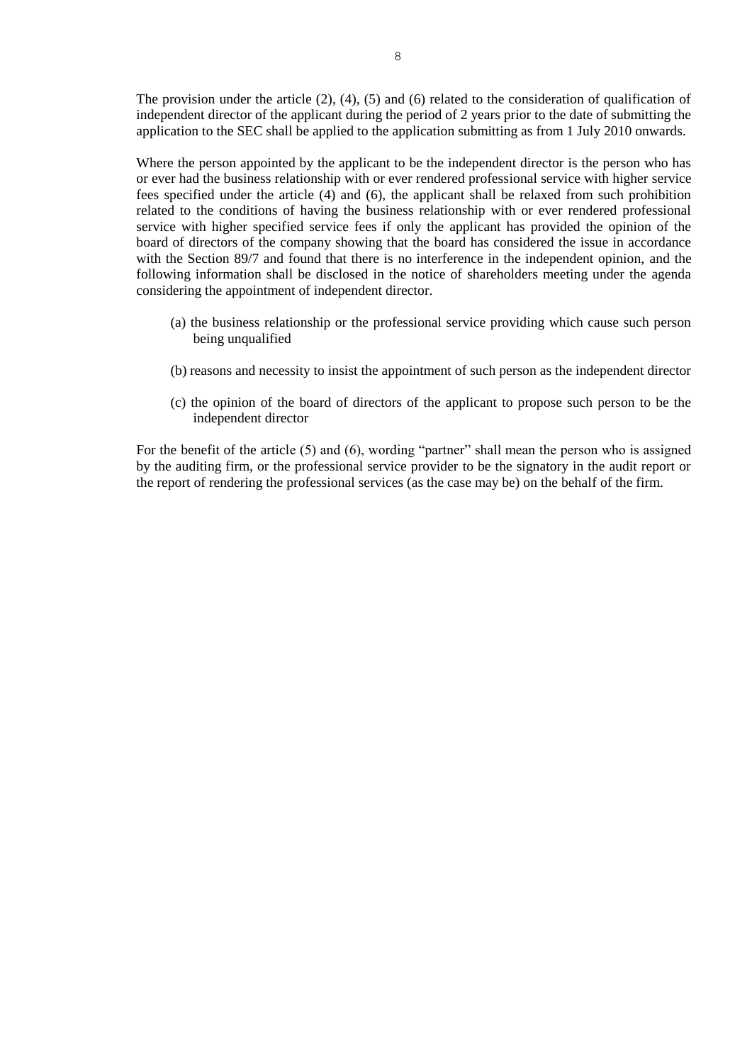The provision under the article (2), (4), (5) and (6) related to the consideration of qualification of independent director of the applicant during the period of 2 years prior to the date of submitting the application to the SEC shall be applied to the application submitting as from 1 July 2010 onwards.

Where the person appointed by the applicant to be the independent director is the person who has or ever had the business relationship with or ever rendered professional service with higher service fees specified under the article (4) and (6), the applicant shall be relaxed from such prohibition related to the conditions of having the business relationship with or ever rendered professional service with higher specified service fees if only the applicant has provided the opinion of the board of directors of the company showing that the board has considered the issue in accordance with the Section 89/7 and found that there is no interference in the independent opinion, and the following information shall be disclosed in the notice of shareholders meeting under the agenda considering the appointment of independent director.

(a) the business relationship or the professional service providing which cause such person being unqualified

(b) reasons and necessity to insist the appointment of such person as the independent director

(c) the opinion of the board of directors of the applicant to propose such person to be the independent director

For the benefit of the article (5) and (6), wording "partner" shall mean the person who is assigned by the auditing firm, or the professional service provider to be the signatory in the audit report or the report of rendering the professional services (as the case may be) on the behalf of the firm.